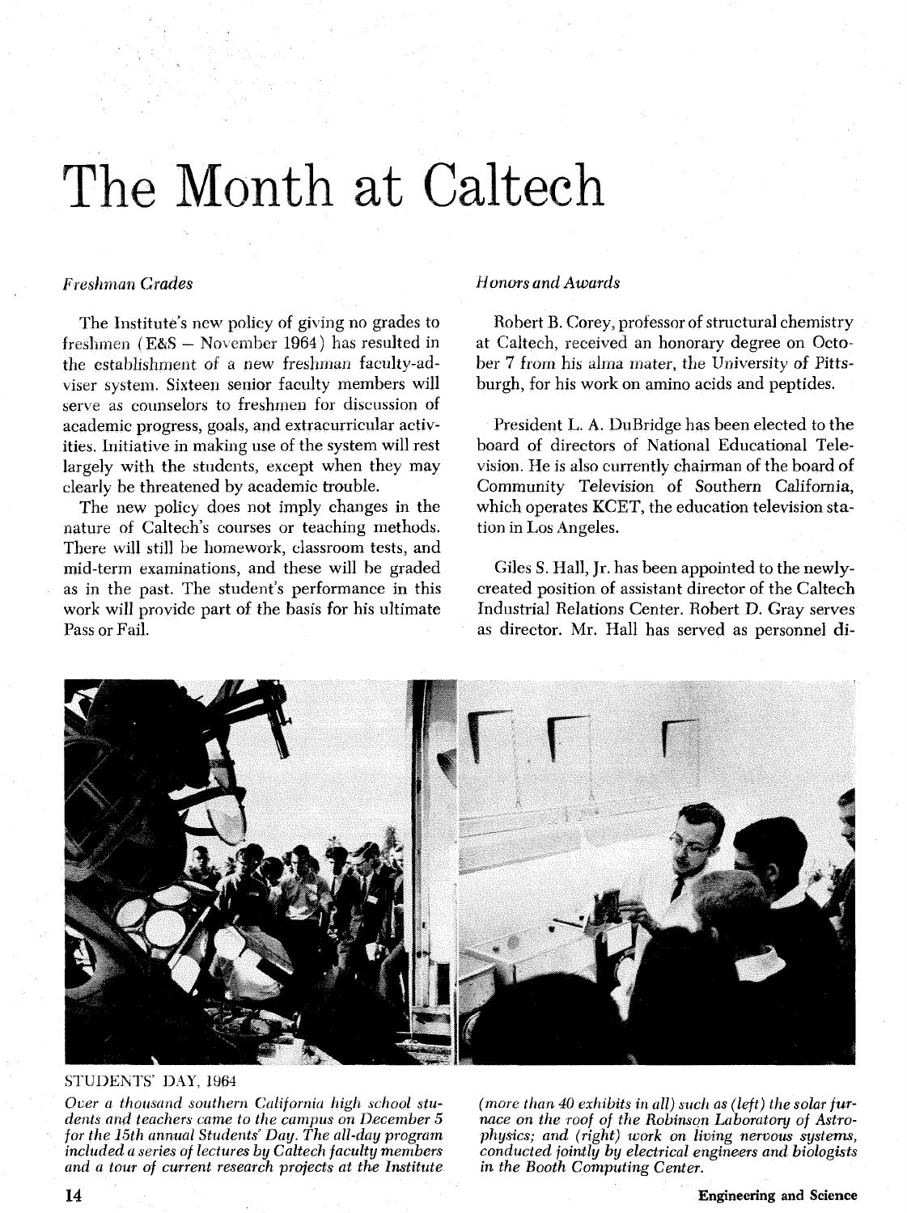# The Month at Caltech

### *Freshman Grades*

The Institute's new policy of giving no grades to freshmen (E&S – November 1964) has resulted in the establishment of a new freshman faculty-adviser system. Sixteen senior faculty members will serve as counselors to freshmen for discussion of academic progress, goals, and extracurricular activities. Initiative in making use of the system will rest largely with the students, except when they may clearly be threatened by academic trouble.

The new policy does not imply changes in the nature of Caltech's courses or teaching methods. There will still be homework, classroom tests, and mid-term examinations, and these will be graded as in the past. The student's performance in this work will provide part of the basis for his ultimate Pass or Fail.

### *Honors and Awards*

Robert B. Corey, professor of structural chemistry at Caltech, received an honorary degree on October 7 from his alma mater, the University of Pittsburgh, for his work on amino acids and peptides.

President L. A. DuBridge has been elected to the board of directors of National Educational Television. He is also currently chairman of the board of Community Television of Southern California, which operates KCET, the education television station in Los Angeles.

Giles S. Hall, Jr. has been appointed to the newly-created position of assistant director of the Caltech Industrial Relations Center. Robert D. Gray serves as director. Mr. Hall has served as personnel di-

STUDENTS' DAY, 1964

*Over a thousand southern California high school students and teachers came to the campus on December 5 for the 15th annual Students' Day. The all-day program included a series of lectures by Caltech faculty members and a tour of current research projects at the Institute (more than 40 exhibits in all) such as (left) the solar furnace on the roof of the Robinson Laboratory of Astrophysics; and (right) work on living nervous systems, conducted jointly by electrical engineers and biologists in the Booth Computing Center.*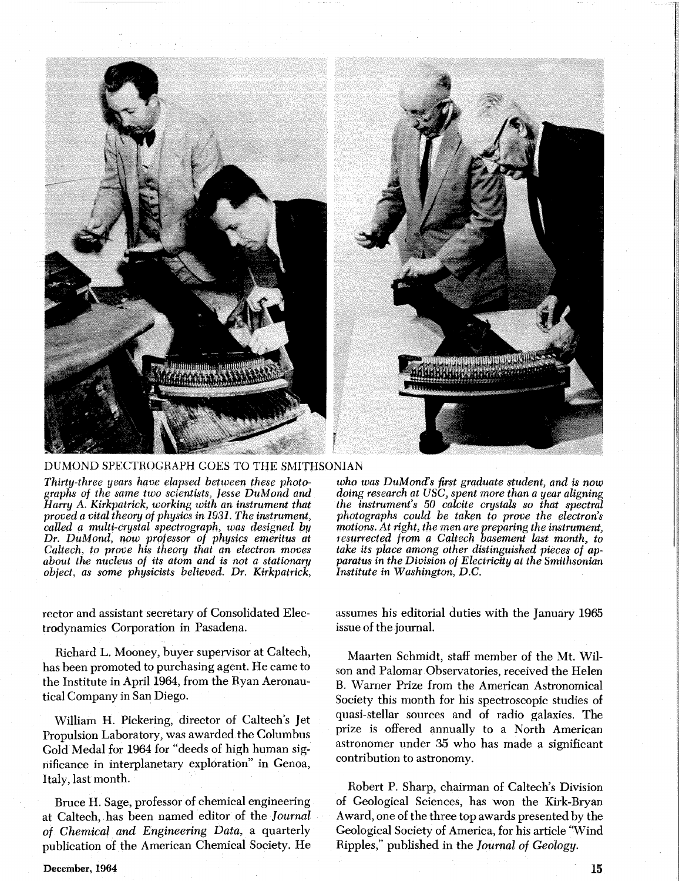DUMOND SPECTROGRAPH GOES TO THE SMITHSONIAN

*Thirty-three years have elapsed between these photographs of the same two scientists, Jesse DuMond and Harry A. Kirkpatrick, working with an instrument that proved a vital theory of physics in 1931. The instrument, called a multi-crystal spectrograph, was designed by Dr. DuMond, now professor of physics emeritus at Caltech, to prove his theory that an electron moves about the nucleus of its atom and is not a stationary object, as some physicists believed. Dr. Kirkpatrick, who was DuMond's first graduate student, and is now doing research at USC, spent more than a year aligning the instrument's 50 calcite crystals so that spectral photographs could be taken to prove the electron's motions. At right, the men are preparing the instrument, resurrected from a Caltech basement last month, to take its place among other distinguished pieces of apparatus in the Division of Electricity at the Smithsonian Institute in Washington, D.C.*

rector and assistant secretary of Consolidated Electrodynamics Corporation in Pasadena.

Richard L. Mooney, buyer supervisor at Caltech, has been promoted to purchasing agent. He came to the Institute in April 1964, from the Ryan Aeronautical Company in San Diego.

William H. Pickering, director of Caltech's Jet Propulsion Laboratory, was awarded the Columbus Gold Medal for 1964 for "deeds of high human significance in interplanetary exploration" in Genoa, Italy, last month.

Bruce H. Sage, professor of chemical engineering at Caltech, has been named editor of the *Journal of Chemical and Engineering Data*, a quarterly publication of the American Chemical Society. He assumes his editorial duties with the January 1965 issue of the journal.

Maarten Schmidt, staff member of the Mt. Wilson and Palomar Observatories, received the Helen B. Warner Prize from the American Astronomical Society this month for his spectroscopic studies of quasi-stellar sources and of radio galaxies. The prize is offered annually to a North American astronomer under 35 who has made a significant contribution to astronomy.

Robert P. Sharp, chairman of Caltech's Division of Geological Sciences, has won the Kirk-Bryan Award, one of the three top awards presented by the Geological Society of America, for his article "Wind Ripples," published in the *Journal of Geology*.